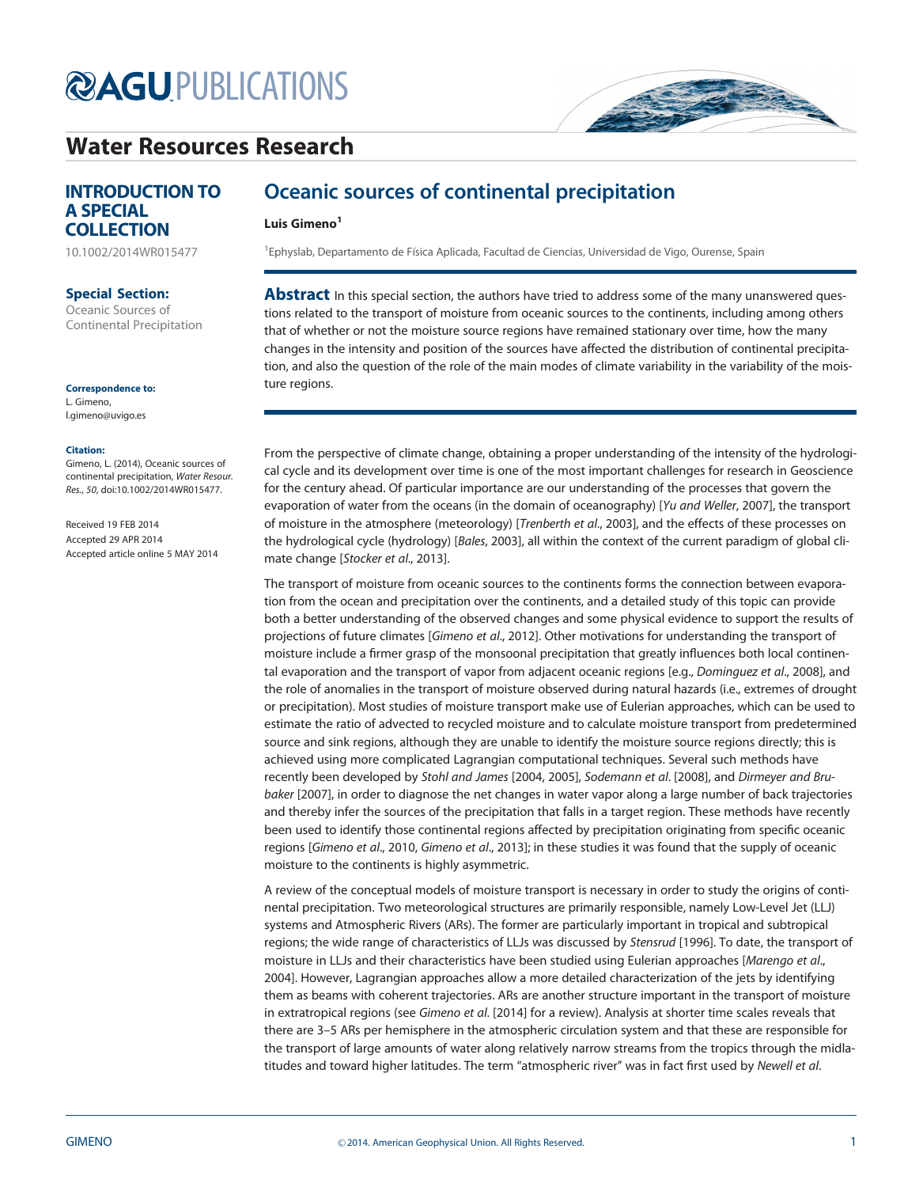# Water Resources Research

**INTRODUCTION TO A SPECIAL COLLECTION**

10.1002/2014WR015477

**Special Section:**
Oceanic Sources of Continental Precipitation

**Correspondence to:**
L. Gimeno,
l.gimeno@uvigo.es

**Citation:**
Gimeno, L. (2014), Oceanic sources of continental precipitation, *Water Resour. Res.*, *50*, doi:10.1002/2014WR015477.

Received 19 FEB 2014
Accepted 29 APR 2014
Accepted article online 5 MAY 2014

## Oceanic sources of continental precipitation

**Luis Gimeno[1]**

[1]Ephyslab, Departamento de Física Aplicada, Facultad de Ciencias, Universidad de Vigo, Ourense, Spain

**Abstract** In this special section, the authors have tried to address some of the many unanswered questions related to the transport of moisture from oceanic sources to the continents, including among others that of whether or not the moisture source regions have remained stationary over time, how the many changes in the intensity and position of the sources have affected the distribution of continental precipitation, and also the question of the role of the main modes of climate variability in the variability of the moisture regions.

From the perspective of climate change, obtaining a proper understanding of the intensity of the hydrological cycle and its development over time is one of the most important challenges for research in Geoscience for the century ahead. Of particular importance are our understanding of the processes that govern the evaporation of water from the oceans (in the domain of oceanography) [*Yu and Weller*, 2007], the transport of moisture in the atmosphere (meteorology) [*Trenberth et al*., 2003], and the effects of these processes on the hydrological cycle (hydrology) [*Bales*, 2003], all within the context of the current paradigm of global climate change [*Stocker et al*., 2013].

The transport of moisture from oceanic sources to the continents forms the connection between evaporation from the ocean and precipitation over the continents, and a detailed study of this topic can provide both a better understanding of the observed changes and some physical evidence to support the results of projections of future climates [*Gimeno et al*., 2012]. Other motivations for understanding the transport of moisture include a firmer grasp of the monsoonal precipitation that greatly influences both local continental evaporation and the transport of vapor from adjacent oceanic regions [e.g., *Dominguez et al*., 2008], and the role of anomalies in the transport of moisture observed during natural hazards (i.e., extremes of drought or precipitation). Most studies of moisture transport make use of Eulerian approaches, which can be used to estimate the ratio of advected to recycled moisture and to calculate moisture transport from predetermined source and sink regions, although they are unable to identify the moisture source regions directly; this is achieved using more complicated Lagrangian computational techniques. Several such methods have recently been developed by *Stohl and James* [2004, 2005], *Sodemann et al*. [2008], and *Dirmeyer and Brubaker* [2007], in order to diagnose the net changes in water vapor along a large number of back trajectories and thereby infer the sources of the precipitation that falls in a target region. These methods have recently been used to identify those continental regions affected by precipitation originating from specific oceanic regions [*Gimeno et al*., 2010, *Gimeno et al*., 2013]; in these studies it was found that the supply of oceanic moisture to the continents is highly asymmetric.

A review of the conceptual models of moisture transport is necessary in order to study the origins of continental precipitation. Two meteorological structures are primarily responsible, namely Low-Level Jet (LLJ) systems and Atmospheric Rivers (ARs). The former are particularly important in tropical and subtropical regions; the wide range of characteristics of LLJs was discussed by *Stensrud* [1996]. To date, the transport of moisture in LLJs and their characteristics have been studied using Eulerian approaches [*Marengo et al*., 2004]. However, Lagrangian approaches allow a more detailed characterization of the jets by identifying them as beams with coherent trajectories. ARs are another structure important in the transport of moisture in extratropical regions (see *Gimeno et al*. [2014] for a review). Analysis at shorter time scales reveals that there are 3–5 ARs per hemisphere in the atmospheric circulation system and that these are responsible for the transport of large amounts of water along relatively narrow streams from the tropics through the midlatitudes and toward higher latitudes. The term "atmospheric river" was in fact first used by *Newell et al*.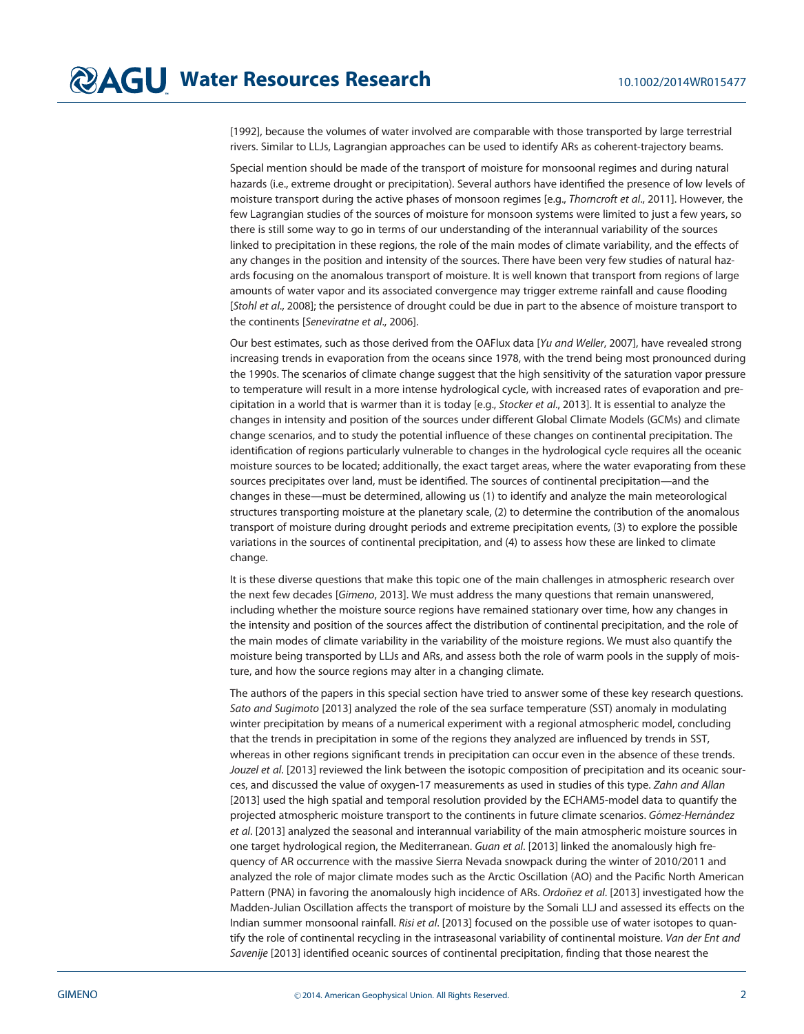[1992], because the volumes of water involved are comparable with those transported by large terrestrial rivers. Similar to LLJs, Lagrangian approaches can be used to identify ARs as coherent-trajectory beams.

Special mention should be made of the transport of moisture for monsoonal regimes and during natural hazards (i.e., extreme drought or precipitation). Several authors have identified the presence of low levels of moisture transport during the active phases of monsoon regimes [e.g., *Thorncroft et al*., 2011]. However, the few Lagrangian studies of the sources of moisture for monsoon systems were limited to just a few years, so there is still some way to go in terms of our understanding of the interannual variability of the sources linked to precipitation in these regions, the role of the main modes of climate variability, and the effects of any changes in the position and intensity of the sources. There have been very few studies of natural hazards focusing on the anomalous transport of moisture. It is well known that transport from regions of large amounts of water vapor and its associated convergence may trigger extreme rainfall and cause flooding [*Stohl et al*., 2008]; the persistence of drought could be due in part to the absence of moisture transport to the continents [*Seneviratne et al*., 2006].

Our best estimates, such as those derived from the OAFlux data [*Yu and Weller*, 2007], have revealed strong increasing trends in evaporation from the oceans since 1978, with the trend being most pronounced during the 1990s. The scenarios of climate change suggest that the high sensitivity of the saturation vapor pressure to temperature will result in a more intense hydrological cycle, with increased rates of evaporation and precipitation in a world that is warmer than it is today [e.g., *Stocker et al*., 2013]. It is essential to analyze the changes in intensity and position of the sources under different Global Climate Models (GCMs) and climate change scenarios, and to study the potential influence of these changes on continental precipitation. The identification of regions particularly vulnerable to changes in the hydrological cycle requires all the oceanic moisture sources to be located; additionally, the exact target areas, where the water evaporating from these sources precipitates over land, must be identified. The sources of continental precipitation—and the changes in these—must be determined, allowing us (1) to identify and analyze the main meteorological structures transporting moisture at the planetary scale, (2) to determine the contribution of the anomalous transport of moisture during drought periods and extreme precipitation events, (3) to explore the possible variations in the sources of continental precipitation, and (4) to assess how these are linked to climate change.

It is these diverse questions that make this topic one of the main challenges in atmospheric research over the next few decades [*Gimeno*, 2013]. We must address the many questions that remain unanswered, including whether the moisture source regions have remained stationary over time, how any changes in the intensity and position of the sources affect the distribution of continental precipitation, and the role of the main modes of climate variability in the variability of the moisture regions. We must also quantify the moisture being transported by LLJs and ARs, and assess both the role of warm pools in the supply of moisture, and how the source regions may alter in a changing climate.

The authors of the papers in this special section have tried to answer some of these key research questions. *Sato and Sugimoto* [2013] analyzed the role of the sea surface temperature (SST) anomaly in modulating winter precipitation by means of a numerical experiment with a regional atmospheric model, concluding that the trends in precipitation in some of the regions they analyzed are influenced by trends in SST, whereas in other regions significant trends in precipitation can occur even in the absence of these trends. *Jouzel et al*. [2013] reviewed the link between the isotopic composition of precipitation and its oceanic sources, and discussed the value of oxygen-17 measurements as used in studies of this type. *Zahn and Allan* [2013] used the high spatial and temporal resolution provided by the ECHAM5-model data to quantify the projected atmospheric moisture transport to the continents in future climate scenarios. *Gómez-Hernández et al*. [2013] analyzed the seasonal and interannual variability of the main atmospheric moisture sources in one target hydrological region, the Mediterranean. *Guan et al*. [2013] linked the anomalously high frequency of AR occurrence with the massive Sierra Nevada snowpack during the winter of 2010/2011 and analyzed the role of major climate modes such as the Arctic Oscillation (AO) and the Pacific North American Pattern (PNA) in favoring the anomalously high incidence of ARs. *Ordoñez et al*. [2013] investigated how the Madden-Julian Oscillation affects the transport of moisture by the Somali LLJ and assessed its effects on the Indian summer monsoonal rainfall. *Risi et al*. [2013] focused on the possible use of water isotopes to quantify the role of continental recycling in the intraseasonal variability of continental moisture. *Van der Ent and Savenije* [2013] identified oceanic sources of continental precipitation, finding that those nearest the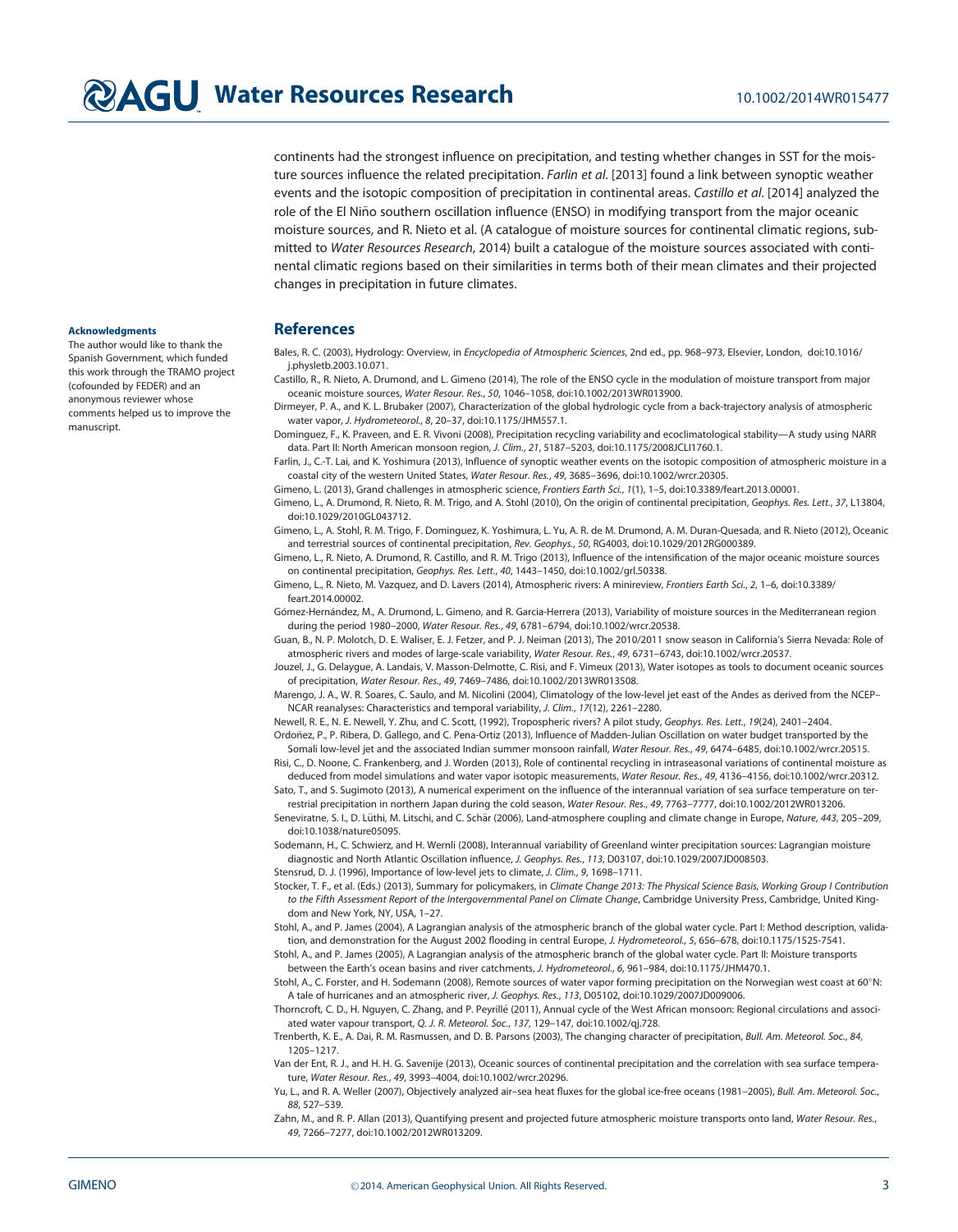continents had the strongest influence on precipitation, and testing whether changes in SST for the moisture sources influence the related precipitation. *Farlin et al*. [2013] found a link between synoptic weather events and the isotopic composition of precipitation in continental areas. *Castillo et al*. [2014] analyzed the role of the El Niño southern oscillation influence (ENSO) in modifying transport from the major oceanic moisture sources, and R. Nieto et al. (A catalogue of moisture sources for continental climatic regions, submitted to *Water Resources Research*, 2014) built a catalogue of the moisture sources associated with continental climatic regions based on their similarities in terms both of their mean climates and their projected changes in precipitation in future climates.

**Acknowledgments**

The author would like to thank the Spanish Government, which funded this work through the TRAMO project (cofounded by FEDER) and an anonymous reviewer whose comments helped us to improve the manuscript.

## References

Bales, R. C. (2003), Hydrology: Overview, in *Encyclopedia of Atmospheric Sciences*, 2nd ed., pp. 968–973, Elsevier, London, doi:10.1016/j.physletb.2003.10.071.

Castillo, R., R. Nieto, A. Drumond, and L. Gimeno (2014), The role of the ENSO cycle in the modulation of moisture transport from major oceanic moisture sources, *Water Resour. Res.*, *50*, 1046–1058, doi:10.1002/2013WR013900.

Dirmeyer, P. A., and K. L. Brubaker (2007), Characterization of the global hydrologic cycle from a back-trajectory analysis of atmospheric water vapor, *J. Hydrometeorol.*, *8*, 20–37, doi:10.1175/JHM557.1.

Dominguez, F., K. Praveen, and E. R. Vivoni (2008), Precipitation recycling variability and ecoclimatological stability—A study using NARR data. Part II: North American monsoon region, *J. Clim.*, *21*, 5187–5203, doi:10.1175/2008JCLI1760.1.

Farlin, J., C.-T. Lai, and K. Yoshimura (2013), Influence of synoptic weather events on the isotopic composition of atmospheric moisture in a coastal city of the western United States, *Water Resour. Res.*, *49*, 3685–3696, doi:10.1002/wrcr.20305.

Gimeno, L. (2013), Grand challenges in atmospheric science, *Frontiers Earth Sci.*, *1*(1), 1–5, doi:10.3389/feart.2013.00001.

Gimeno, L., A. Drumond, R. Nieto, R. M. Trigo, and A. Stohl (2010), On the origin of continental precipitation, *Geophys. Res. Lett.*, *37*, L13804, doi:10.1029/2010GL043712.

Gimeno, L., A. Stohl, R. M. Trigo, F. Dominguez, K. Yoshimura, L. Yu, A. R. de M. Drumond, A. M. Duran-Quesada, and R. Nieto (2012), Oceanic and terrestrial sources of continental precipitation, *Rev. Geophys.*, *50*, RG4003, doi:10.1029/2012RG000389.

Gimeno, L., R. Nieto, A. Drumond, R. Castillo, and R. M. Trigo (2013), Influence of the intensification of the major oceanic moisture sources on continental precipitation, *Geophys. Res. Lett.*, *40*, 1443–1450, doi:10.1002/grl.50338.

Gimeno, L., R. Nieto, M. Vazquez, and D. Lavers (2014), Atmospheric rivers: A minireview, *Frontiers Earth Sci.*, *2*, 1–6, doi:10.3389/feart.2014.00002.

Gómez-Hernández, M., A. Drumond, L. Gimeno, and R. Garcia-Herrera (2013), Variability of moisture sources in the Mediterranean region during the period 1980–2000, *Water Resour. Res.*, *49*, 6781–6794, doi:10.1002/wrcr.20538.

Guan, B., N. P. Molotch, D. E. Waliser, E. J. Fetzer, and P. J. Neiman (2013), The 2010/2011 snow season in California's Sierra Nevada: Role of atmospheric rivers and modes of large-scale variability, *Water Resour. Res.*, *49*, 6731–6743, doi:10.1002/wrcr.20537.

Jouzel, J., G. Delaygue, A. Landais, V. Masson-Delmotte, C. Risi, and F. Vimeux (2013), Water isotopes as tools to document oceanic sources of precipitation, *Water Resour. Res.*, *49*, 7469–7486, doi:10.1002/2013WR013508.

Marengo, J. A., W. R. Soares, C. Saulo, and M. Nicolini (2004), Climatology of the low-level jet east of the Andes as derived from the NCEP–NCAR reanalyses: Characteristics and temporal variability, *J. Clim.*, *17*(12), 2261–2280.

Newell, R. E., N. E. Newell, Y. Zhu, and C. Scott, (1992), Tropospheric rivers? A pilot study, *Geophys. Res. Lett.*, *19*(24), 2401–2404.

Ordoñez, P., P. Ribera, D. Gallego, and C. Pena-Ortiz (2013), Influence of Madden-Julian Oscillation on water budget transported by the Somali low-level jet and the associated Indian summer monsoon rainfall, *Water Resour. Res.*, *49*, 6474–6485, doi:10.1002/wrcr.20515.

Risi, C., D. Noone, C. Frankenberg, and J. Worden (2013), Role of continental recycling in intraseasonal variations of continental moisture as deduced from model simulations and water vapor isotopic measurements, *Water Resour. Res.*, *49*, 4136–4156, doi:10.1002/wrcr.20312.

Sato, T., and S. Sugimoto (2013), A numerical experiment on the influence of the interannual variation of sea surface temperature on terrestrial precipitation in northern Japan during the cold season, *Water Resour. Res.*, *49*, 7763–7777, doi:10.1002/2012WR013206.

Seneviratne, S. I., D. Lüthi, M. Litschi, and C. Schär (2006), Land-atmosphere coupling and climate change in Europe, *Nature*, *443*, 205–209, doi:10.1038/nature05095.

Sodemann, H., C. Schwierz, and H. Wernli (2008), Interannual variability of Greenland winter precipitation sources: Lagrangian moisture diagnostic and North Atlantic Oscillation influence, *J. Geophys. Res.*, *113*, D03107, doi:10.1029/2007JD008503.

Stensrud, D. J. (1996), Importance of low-level jets to climate, *J. Clim.*, *9*, 1698–1711.

Stocker, T. F., et al. (Eds.) (2013), Summary for policymakers, in *Climate Change 2013: The Physical Science Basis, Working Group I Contribution to the Fifth Assessment Report of the Intergovernmental Panel on Climate Change*, Cambridge University Press, Cambridge, United Kingdom and New York, NY, USA, 1–27.

Stohl, A., and P. James (2004), A Lagrangian analysis of the atmospheric branch of the global water cycle. Part I: Method description, validation, and demonstration for the August 2002 flooding in central Europe, *J. Hydrometeorol.*, *5*, 656–678, doi:10.1175/1525-7541.

Stohl, A., and P. James (2005), A Lagrangian analysis of the atmospheric branch of the global water cycle. Part II: Moisture transports between the Earth's ocean basins and river catchments, *J. Hydrometeorol.*, *6*, 961–984, doi:10.1175/JHM470.1.

Stohl, A., C. Forster, and H. Sodemann (2008), Remote sources of water vapor forming precipitation on the Norwegian west coast at 60°N: A tale of hurricanes and an atmospheric river, *J. Geophys. Res.*, *113*, D05102, doi:10.1029/2007JD009006.

Thorncroft, C. D., H. Nguyen, C. Zhang, and P. Peyrillé (2011), Annual cycle of the West African monsoon: Regional circulations and associated water vapour transport, *Q. J. R. Meteorol. Soc.*, *137*, 129–147, doi:10.1002/qj.728.

Trenberth, K. E., A. Dai, R. M. Rasmussen, and D. B. Parsons (2003), The changing character of precipitation, *Bull. Am. Meteorol. Soc.*, *84*, 1205–1217.

Van der Ent, R. J., and H. H. G. Savenije (2013), Oceanic sources of continental precipitation and the correlation with sea surface temperature, *Water Resour. Res.*, *49*, 3993–4004, doi:10.1002/wrcr.20296.

Yu, L., and R. A. Weller (2007), Objectively analyzed air–sea heat fluxes for the global ice-free oceans (1981–2005), *Bull. Am. Meteorol. Soc.*, *88*, 527–539.

Zahn, M., and R. P. Allan (2013), Quantifying present and projected future atmospheric moisture transports onto land, *Water Resour. Res.*, *49*, 7266–7277, doi:10.1002/2012WR013209.